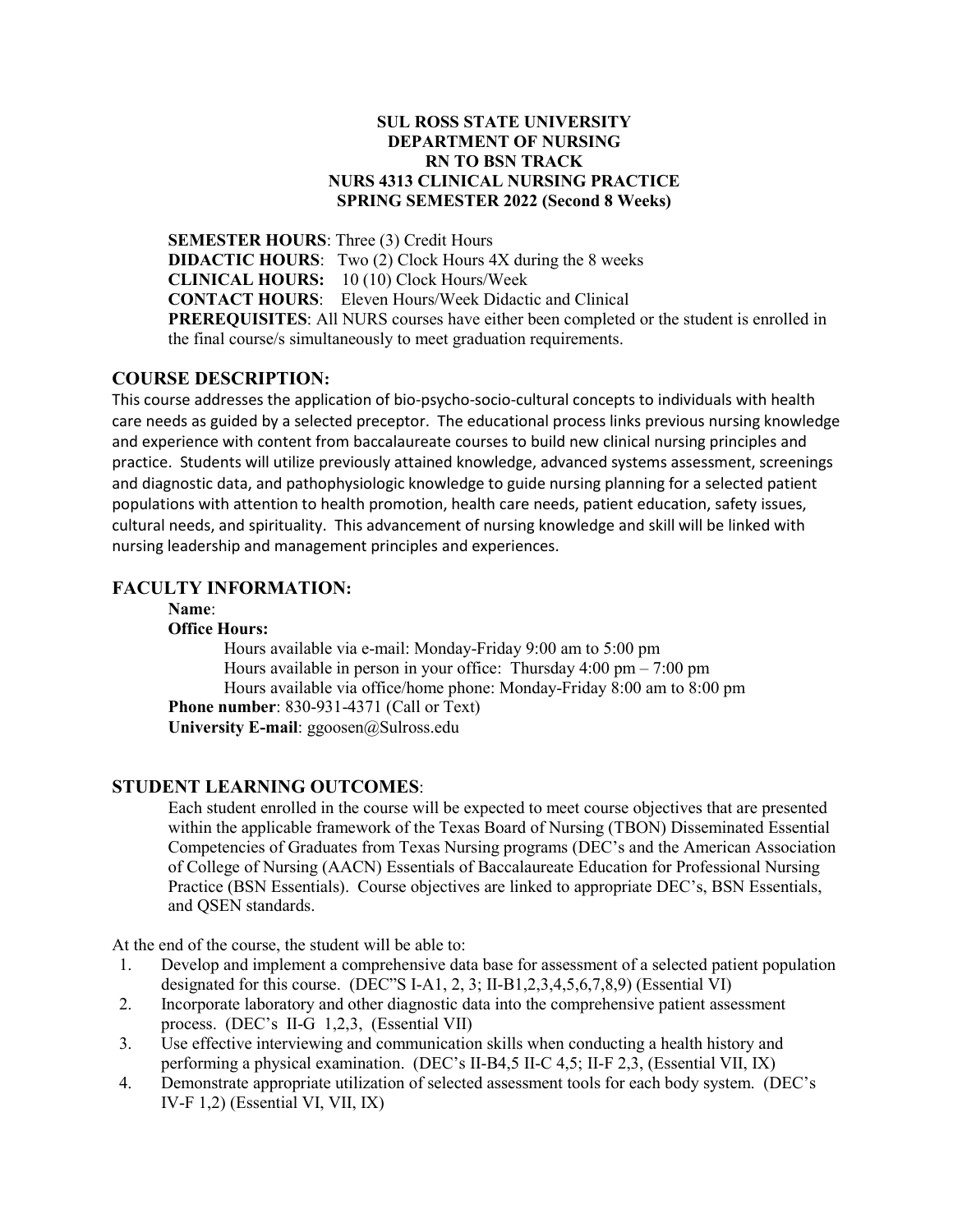**SUL ROSS STATE UNIVERSITY**
**DEPARTMENT OF NURSING**
**RN TO BSN TRACK**
**NURS 4313 CLINICAL NURSING PRACTICE**
**SPRING SEMESTER 2022 (Second 8 Weeks)**

**SEMESTER HOURS**: Three (3) Credit Hours
**DIDACTIC HOURS**: Two (2) Clock Hours 4X during the 8 weeks
**CLINICAL HOURS:** 10 (10) Clock Hours/Week
**CONTACT HOURS**: Eleven Hours/Week Didactic and Clinical
**PREREQUISITES**: All NURS courses have either been completed or the student is enrolled in the final course/s simultaneously to meet graduation requirements.

## COURSE DESCRIPTION:

This course addresses the application of bio-psycho-socio-cultural concepts to individuals with health care needs as guided by a selected preceptor. The educational process links previous nursing knowledge and experience with content from baccalaureate courses to build new clinical nursing principles and practice. Students will utilize previously attained knowledge, advanced systems assessment, screenings and diagnostic data, and pathophysiologic knowledge to guide nursing planning for a selected patient populations with attention to health promotion, health care needs, patient education, safety issues, cultural needs, and spirituality. This advancement of nursing knowledge and skill will be linked with nursing leadership and management principles and experiences.

## FACULTY INFORMATION:

**Name**:
**Office Hours:**
Hours available via e-mail: Monday-Friday 9:00 am to 5:00 pm
Hours available in person in your office: Thursday 4:00 pm – 7:00 pm
Hours available via office/home phone: Monday-Friday 8:00 am to 8:00 pm
**Phone number**: 830-931-4371 (Call or Text)
**University E-mail**: ggoosen@Sulross.edu

## STUDENT LEARNING OUTCOMES:

Each student enrolled in the course will be expected to meet course objectives that are presented within the applicable framework of the Texas Board of Nursing (TBON) Disseminated Essential Competencies of Graduates from Texas Nursing programs (DEC's and the American Association of College of Nursing (AACN) Essentials of Baccalaureate Education for Professional Nursing Practice (BSN Essentials). Course objectives are linked to appropriate DEC's, BSN Essentials, and QSEN standards.

At the end of the course, the student will be able to:

1. Develop and implement a comprehensive data base for assessment of a selected patient population designated for this course. (DEC"S I-A1, 2, 3; II-B1,2,3,4,5,6,7,8,9) (Essential VI)
2. Incorporate laboratory and other diagnostic data into the comprehensive patient assessment process. (DEC's II-G 1,2,3, (Essential VII)
3. Use effective interviewing and communication skills when conducting a health history and performing a physical examination. (DEC's II-B4,5 II-C 4,5; II-F 2,3, (Essential VII, IX)
4. Demonstrate appropriate utilization of selected assessment tools for each body system. (DEC's IV-F 1,2) (Essential VI, VII, IX)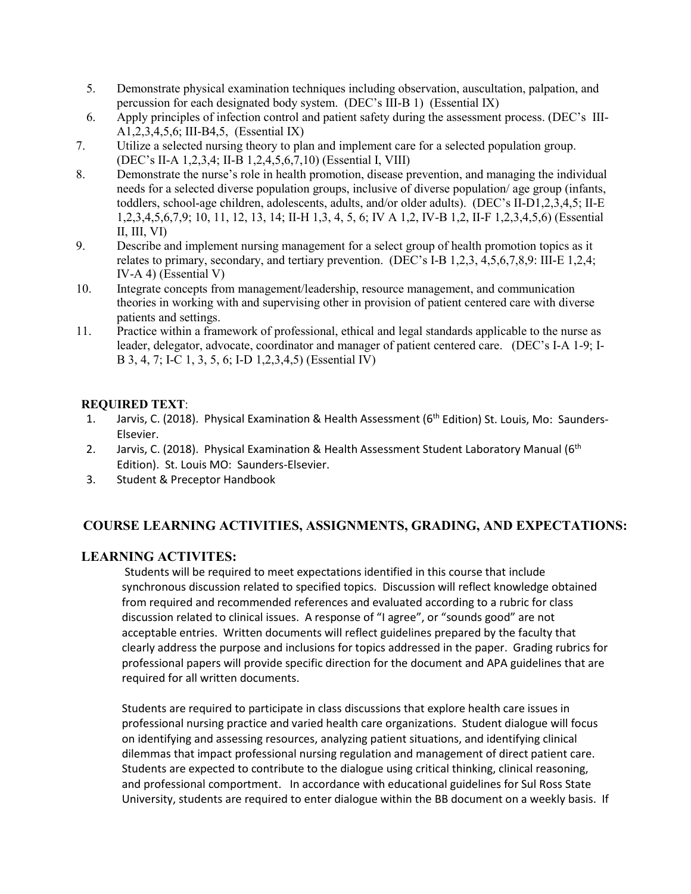5. Demonstrate physical examination techniques including observation, auscultation, palpation, and percussion for each designated body system. (DEC's III-B 1) (Essential IX)
6. Apply principles of infection control and patient safety during the assessment process. (DEC's III-A1,2,3,4,5,6; III-B4,5, (Essential IX)
7. Utilize a selected nursing theory to plan and implement care for a selected population group. (DEC's II-A 1,2,3,4; II-B 1,2,4,5,6,7,10) (Essential I, VIII)
8. Demonstrate the nurse's role in health promotion, disease prevention, and managing the individual needs for a selected diverse population groups, inclusive of diverse population/ age group (infants, toddlers, school-age children, adolescents, adults, and/or older adults). (DEC's II-D1,2,3,4,5; II-E 1,2,3,4,5,6,7,9; 10, 11, 12, 13, 14; II-H 1,3, 4, 5, 6; IV A 1,2, IV-B 1,2, II-F 1,2,3,4,5,6) (Essential II, III, VI)
9. Describe and implement nursing management for a select group of health promotion topics as it relates to primary, secondary, and tertiary prevention. (DEC's I-B 1,2,3, 4,5,6,7,8,9: III-E 1,2,4; IV-A 4) (Essential V)
10. Integrate concepts from management/leadership, resource management, and communication theories in working with and supervising other in provision of patient centered care with diverse patients and settings.
11. Practice within a framework of professional, ethical and legal standards applicable to the nurse as leader, delegator, advocate, coordinator and manager of patient centered care. (DEC's I-A 1-9; I-B 3, 4, 7; I-C 1, 3, 5, 6; I-D 1,2,3,4,5) (Essential IV)

**REQUIRED TEXT**:

1. Jarvis, C. (2018). Physical Examination & Health Assessment (6th Edition) St. Louis, Mo: Saunders-Elsevier.
2. Jarvis, C. (2018). Physical Examination & Health Assessment Student Laboratory Manual (6th Edition). St. Louis MO: Saunders-Elsevier.
3. Student & Preceptor Handbook

## COURSE LEARNING ACTIVITIES, ASSIGNMENTS, GRADING, AND EXPECTATIONS:

### LEARNING ACTIVITES:

Students will be required to meet expectations identified in this course that include synchronous discussion related to specified topics. Discussion will reflect knowledge obtained from required and recommended references and evaluated according to a rubric for class discussion related to clinical issues. A response of "I agree", or "sounds good" are not acceptable entries. Written documents will reflect guidelines prepared by the faculty that clearly address the purpose and inclusions for topics addressed in the paper. Grading rubrics for professional papers will provide specific direction for the document and APA guidelines that are required for all written documents.

Students are required to participate in class discussions that explore health care issues in professional nursing practice and varied health care organizations. Student dialogue will focus on identifying and assessing resources, analyzing patient situations, and identifying clinical dilemmas that impact professional nursing regulation and management of direct patient care. Students are expected to contribute to the dialogue using critical thinking, clinical reasoning, and professional comportment. In accordance with educational guidelines for Sul Ross State University, students are required to enter dialogue within the BB document on a weekly basis. If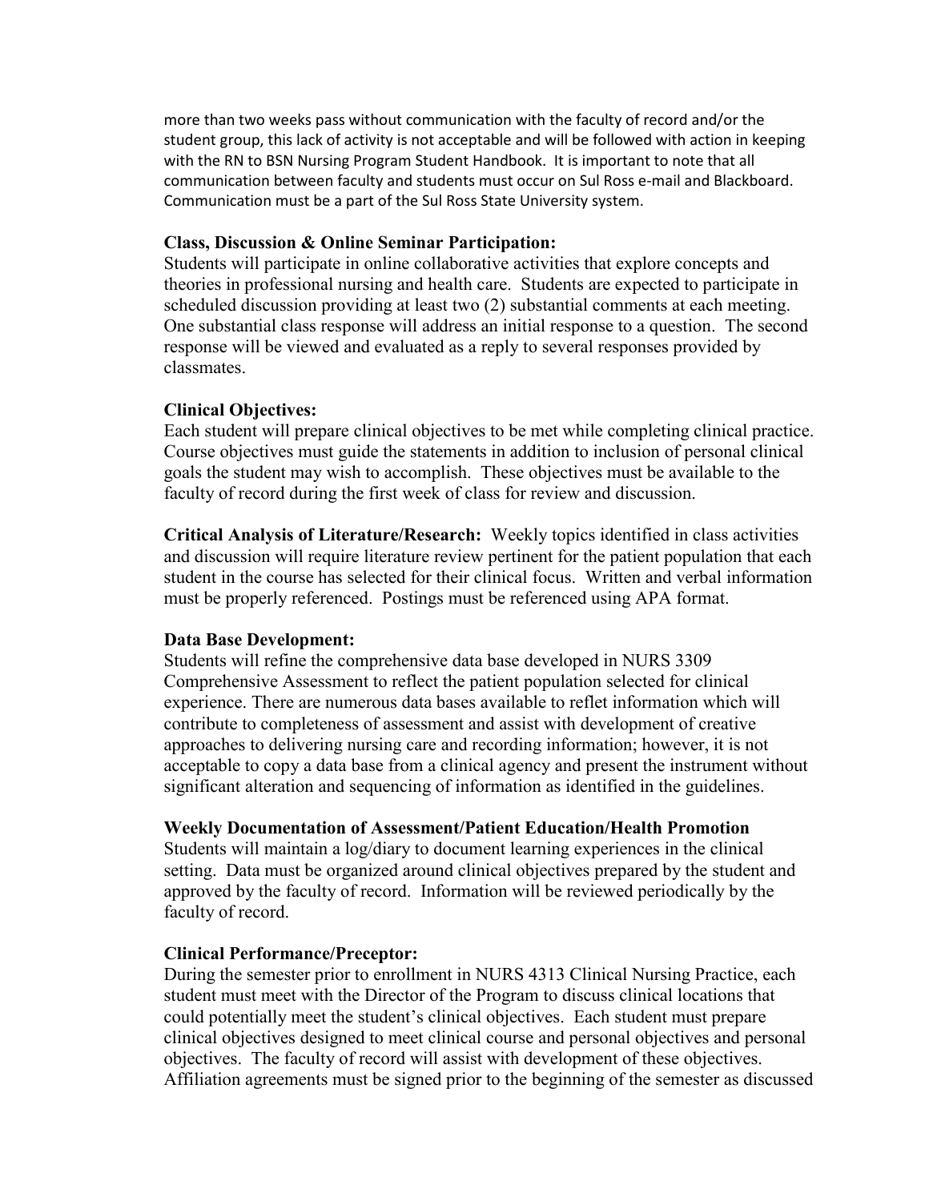more than two weeks pass without communication with the faculty of record and/or the student group, this lack of activity is not acceptable and will be followed with action in keeping with the RN to BSN Nursing Program Student Handbook. It is important to note that all communication between faculty and students must occur on Sul Ross e-mail and Blackboard. Communication must be a part of the Sul Ross State University system.

**Class, Discussion & Online Seminar Participation:**
Students will participate in online collaborative activities that explore concepts and theories in professional nursing and health care. Students are expected to participate in scheduled discussion providing at least two (2) substantial comments at each meeting. One substantial class response will address an initial response to a question. The second response will be viewed and evaluated as a reply to several responses provided by classmates.

**Clinical Objectives:**
Each student will prepare clinical objectives to be met while completing clinical practice. Course objectives must guide the statements in addition to inclusion of personal clinical goals the student may wish to accomplish. These objectives must be available to the faculty of record during the first week of class for review and discussion.

**Critical Analysis of Literature/Research:** Weekly topics identified in class activities and discussion will require literature review pertinent for the patient population that each student in the course has selected for their clinical focus. Written and verbal information must be properly referenced. Postings must be referenced using APA format.

**Data Base Development:**
Students will refine the comprehensive data base developed in NURS 3309 Comprehensive Assessment to reflect the patient population selected for clinical experience. There are numerous data bases available to reflet information which will contribute to completeness of assessment and assist with development of creative approaches to delivering nursing care and recording information; however, it is not acceptable to copy a data base from a clinical agency and present the instrument without significant alteration and sequencing of information as identified in the guidelines.

**Weekly Documentation of Assessment/Patient Education/Health Promotion**
Students will maintain a log/diary to document learning experiences in the clinical setting. Data must be organized around clinical objectives prepared by the student and approved by the faculty of record. Information will be reviewed periodically by the faculty of record.

**Clinical Performance/Preceptor:**
During the semester prior to enrollment in NURS 4313 Clinical Nursing Practice, each student must meet with the Director of the Program to discuss clinical locations that could potentially meet the student's clinical objectives. Each student must prepare clinical objectives designed to meet clinical course and personal objectives and personal objectives. The faculty of record will assist with development of these objectives. Affiliation agreements must be signed prior to the beginning of the semester as discussed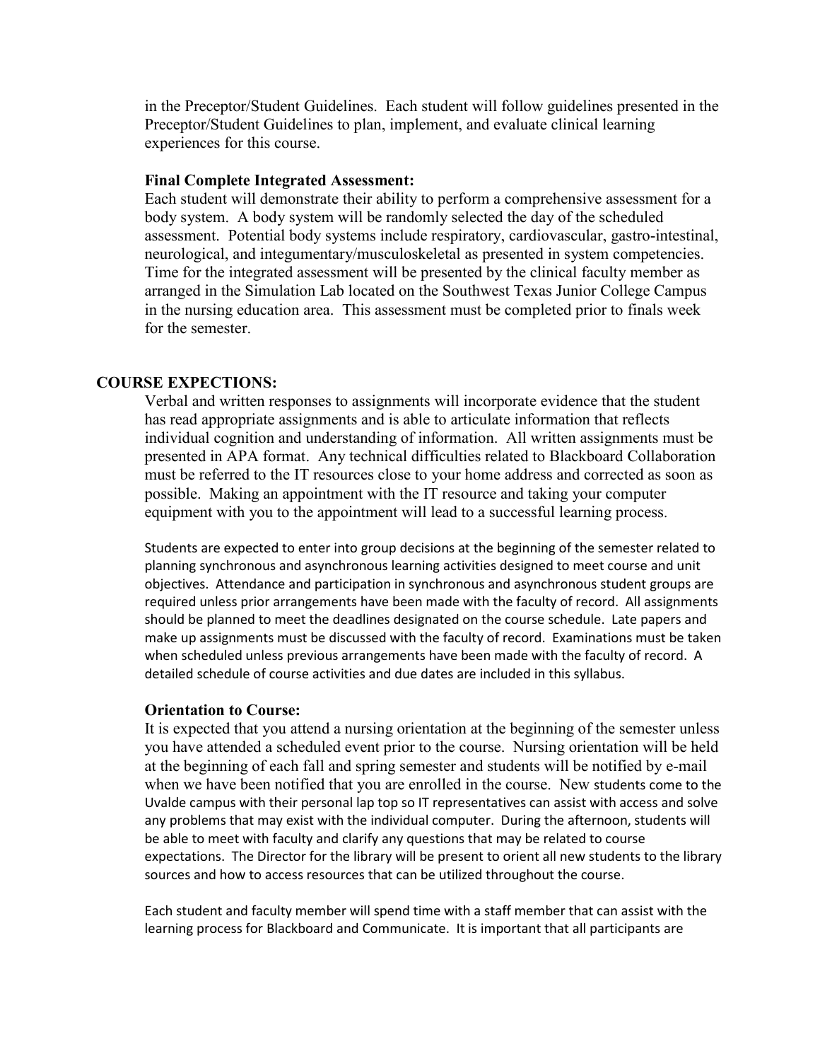in the Preceptor/Student Guidelines. Each student will follow guidelines presented in the Preceptor/Student Guidelines to plan, implement, and evaluate clinical learning experiences for this course.

**Final Complete Integrated Assessment:**

Each student will demonstrate their ability to perform a comprehensive assessment for a body system. A body system will be randomly selected the day of the scheduled assessment. Potential body systems include respiratory, cardiovascular, gastro-intestinal, neurological, and integumentary/musculoskeletal as presented in system competencies. Time for the integrated assessment will be presented by the clinical faculty member as arranged in the Simulation Lab located on the Southwest Texas Junior College Campus in the nursing education area. This assessment must be completed prior to finals week for the semester.

## COURSE EXPECTIONS:

Verbal and written responses to assignments will incorporate evidence that the student has read appropriate assignments and is able to articulate information that reflects individual cognition and understanding of information. All written assignments must be presented in APA format. Any technical difficulties related to Blackboard Collaboration must be referred to the IT resources close to your home address and corrected as soon as possible. Making an appointment with the IT resource and taking your computer equipment with you to the appointment will lead to a successful learning process.

Students are expected to enter into group decisions at the beginning of the semester related to planning synchronous and asynchronous learning activities designed to meet course and unit objectives. Attendance and participation in synchronous and asynchronous student groups are required unless prior arrangements have been made with the faculty of record. All assignments should be planned to meet the deadlines designated on the course schedule. Late papers and make up assignments must be discussed with the faculty of record. Examinations must be taken when scheduled unless previous arrangements have been made with the faculty of record. A detailed schedule of course activities and due dates are included in this syllabus.

**Orientation to Course:**

It is expected that you attend a nursing orientation at the beginning of the semester unless you have attended a scheduled event prior to the course. Nursing orientation will be held at the beginning of each fall and spring semester and students will be notified by e-mail when we have been notified that you are enrolled in the course. New students come to the Uvalde campus with their personal lap top so IT representatives can assist with access and solve any problems that may exist with the individual computer. During the afternoon, students will be able to meet with faculty and clarify any questions that may be related to course expectations. The Director for the library will be present to orient all new students to the library sources and how to access resources that can be utilized throughout the course.

Each student and faculty member will spend time with a staff member that can assist with the learning process for Blackboard and Communicate. It is important that all participants are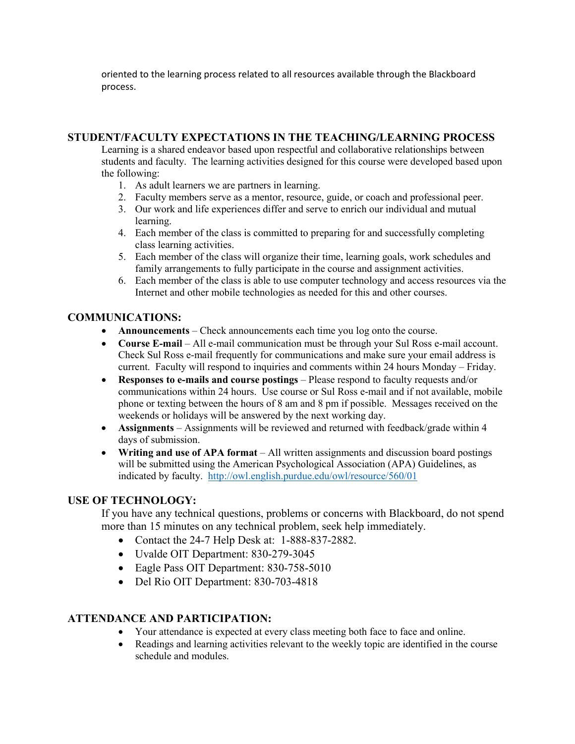oriented to the learning process related to all resources available through the Blackboard process.

## STUDENT/FACULTY EXPECTATIONS IN THE TEACHING/LEARNING PROCESS

Learning is a shared endeavor based upon respectful and collaborative relationships between students and faculty. The learning activities designed for this course were developed based upon the following:

1. As adult learners we are partners in learning.
2. Faculty members serve as a mentor, resource, guide, or coach and professional peer.
3. Our work and life experiences differ and serve to enrich our individual and mutual learning.
4. Each member of the class is committed to preparing for and successfully completing class learning activities.
5. Each member of the class will organize their time, learning goals, work schedules and family arrangements to fully participate in the course and assignment activities.
6. Each member of the class is able to use computer technology and access resources via the Internet and other mobile technologies as needed for this and other courses.

## COMMUNICATIONS:

- **Announcements** – Check announcements each time you log onto the course.
- **Course E-mail** – All e-mail communication must be through your Sul Ross e-mail account. Check Sul Ross e-mail frequently for communications and make sure your email address is current. Faculty will respond to inquiries and comments within 24 hours Monday – Friday.
- **Responses to e-mails and course postings** – Please respond to faculty requests and/or communications within 24 hours. Use course or Sul Ross e-mail and if not available, mobile phone or texting between the hours of 8 am and 8 pm if possible. Messages received on the weekends or holidays will be answered by the next working day.
- **Assignments** – Assignments will be reviewed and returned with feedback/grade within 4 days of submission.
- **Writing and use of APA format** – All written assignments and discussion board postings will be submitted using the American Psychological Association (APA) Guidelines, as indicated by faculty. http://owl.english.purdue.edu/owl/resource/560/01

## USE OF TECHNOLOGY:

If you have any technical questions, problems or concerns with Blackboard, do not spend more than 15 minutes on any technical problem, seek help immediately.

- Contact the 24-7 Help Desk at: 1-888-837-2882.
- Uvalde OIT Department: 830-279-3045
- Eagle Pass OIT Department: 830-758-5010
- Del Rio OIT Department: 830-703-4818

## ATTENDANCE AND PARTICIPATION:

- Your attendance is expected at every class meeting both face to face and online.
- Readings and learning activities relevant to the weekly topic are identified in the course schedule and modules.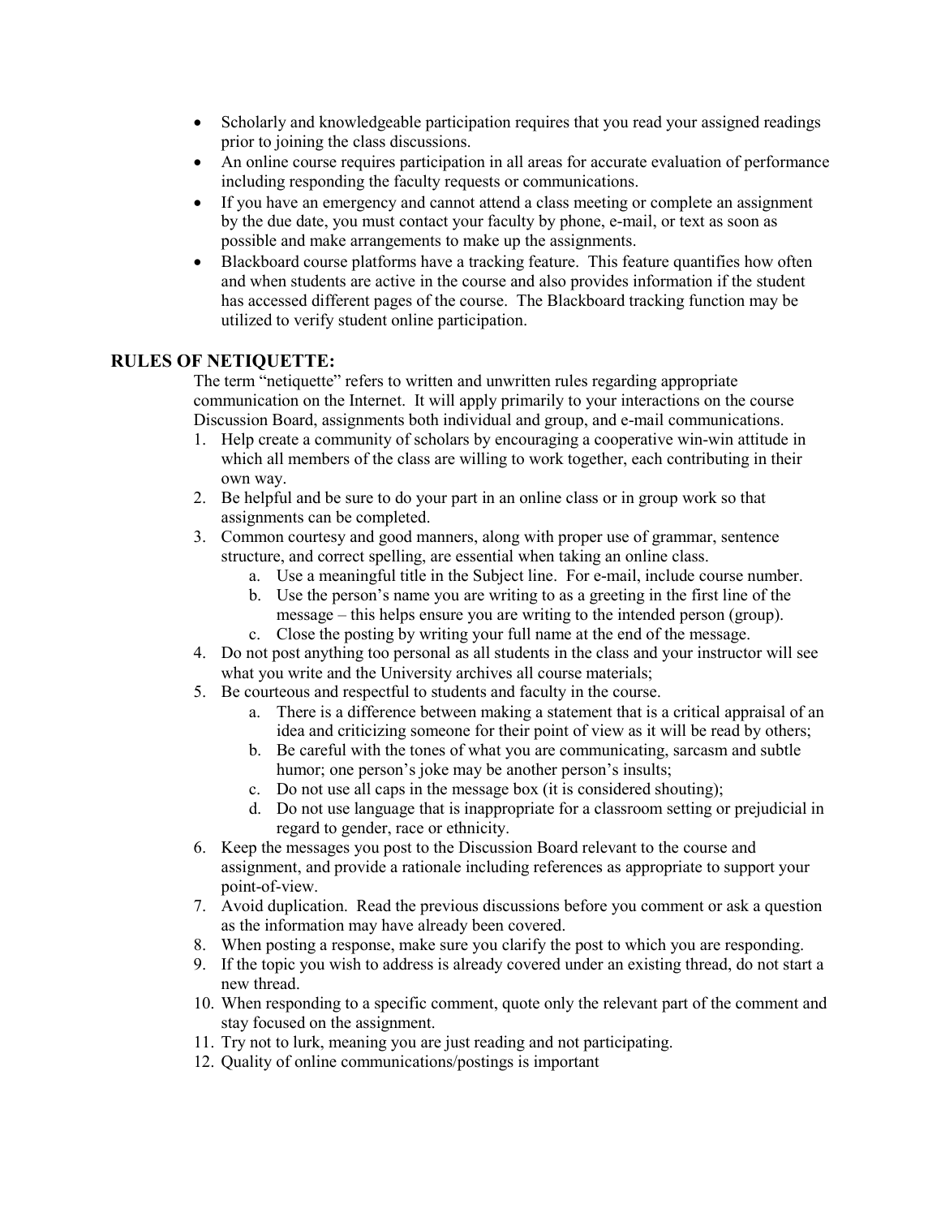- Scholarly and knowledgeable participation requires that you read your assigned readings prior to joining the class discussions.
- An online course requires participation in all areas for accurate evaluation of performance including responding the faculty requests or communications.
- If you have an emergency and cannot attend a class meeting or complete an assignment by the due date, you must contact your faculty by phone, e-mail, or text as soon as possible and make arrangements to make up the assignments.
- Blackboard course platforms have a tracking feature. This feature quantifies how often and when students are active in the course and also provides information if the student has accessed different pages of the course. The Blackboard tracking function may be utilized to verify student online participation.

## RULES OF NETIQUETTE:

The term "netiquette" refers to written and unwritten rules regarding appropriate communication on the Internet. It will apply primarily to your interactions on the course Discussion Board, assignments both individual and group, and e-mail communications.

1. Help create a community of scholars by encouraging a cooperative win-win attitude in which all members of the class are willing to work together, each contributing in their own way.
2. Be helpful and be sure to do your part in an online class or in group work so that assignments can be completed.
3. Common courtesy and good manners, along with proper use of grammar, sentence structure, and correct spelling, are essential when taking an online class.
    a. Use a meaningful title in the Subject line. For e-mail, include course number.
    b. Use the person's name you are writing to as a greeting in the first line of the message – this helps ensure you are writing to the intended person (group).
    c. Close the posting by writing your full name at the end of the message.
4. Do not post anything too personal as all students in the class and your instructor will see what you write and the University archives all course materials;
5. Be courteous and respectful to students and faculty in the course.
    a. There is a difference between making a statement that is a critical appraisal of an idea and criticizing someone for their point of view as it will be read by others;
    b. Be careful with the tones of what you are communicating, sarcasm and subtle humor; one person's joke may be another person's insults;
    c. Do not use all caps in the message box (it is considered shouting);
    d. Do not use language that is inappropriate for a classroom setting or prejudicial in regard to gender, race or ethnicity.
6. Keep the messages you post to the Discussion Board relevant to the course and assignment, and provide a rationale including references as appropriate to support your point-of-view.
7. Avoid duplication. Read the previous discussions before you comment or ask a question as the information may have already been covered.
8. When posting a response, make sure you clarify the post to which you are responding.
9. If the topic you wish to address is already covered under an existing thread, do not start a new thread.
10. When responding to a specific comment, quote only the relevant part of the comment and stay focused on the assignment.
11. Try not to lurk, meaning you are just reading and not participating.
12. Quality of online communications/postings is important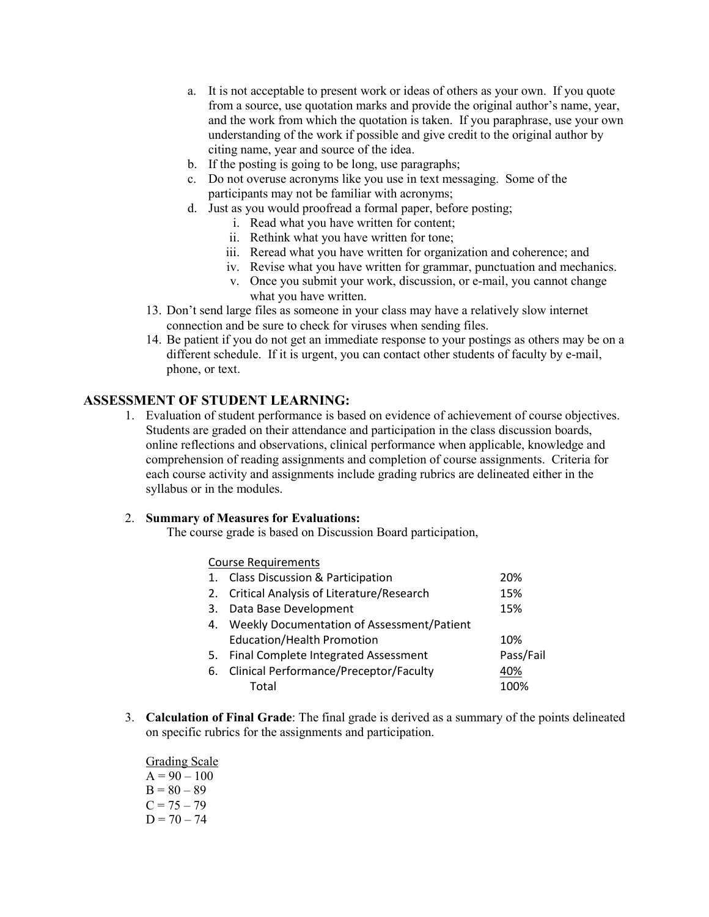a. It is not acceptable to present work or ideas of others as your own. If you quote from a source, use quotation marks and provide the original author's name, year, and the work from which the quotation is taken. If you paraphrase, use your own understanding of the work if possible and give credit to the original author by citing name, year and source of the idea.
b. If the posting is going to be long, use paragraphs;
c. Do not overuse acronyms like you use in text messaging. Some of the participants may not be familiar with acronyms;
d. Just as you would proofread a formal paper, before posting;
   i. Read what you have written for content;
   ii. Rethink what you have written for tone;
   iii. Reread what you have written for organization and coherence; and
   iv. Revise what you have written for grammar, punctuation and mechanics.
   v. Once you submit your work, discussion, or e-mail, you cannot change what you have written.

13. Don't send large files as someone in your class may have a relatively slow internet connection and be sure to check for viruses when sending files.
14. Be patient if you do not get an immediate response to your postings as others may be on a different schedule. If it is urgent, you can contact other students of faculty by e-mail, phone, or text.

## ASSESSMENT OF STUDENT LEARNING:

1. Evaluation of student performance is based on evidence of achievement of course objectives. Students are graded on their attendance and participation in the class discussion boards, online reflections and observations, clinical performance when applicable, knowledge and comprehension of reading assignments and completion of course assignments. Criteria for each course activity and assignments include grading rubrics are delineated either in the syllabus or in the modules.

2. **Summary of Measures for Evaluations:**
   The course grade is based on Discussion Board participation,

   | Course Requirements | |
   |---|---|
   | 1. Class Discussion & Participation | 20% |
   | 2. Critical Analysis of Literature/Research | 15% |
   | 3. Data Base Development | 15% |
   | 4. Weekly Documentation of Assessment/Patient Education/Health Promotion | 10% |
   | 5. Final Complete Integrated Assessment | Pass/Fail |
   | 6. Clinical Performance/Preceptor/Faculty | 40% |
   | Total | 100% |

3. **Calculation of Final Grade**: The final grade is derived as a summary of the points delineated on specific rubrics for the assignments and participation.

   Grading Scale
   A = 90 – 100
   B = 80 – 89
   C = 75 – 79
   D = 70 – 74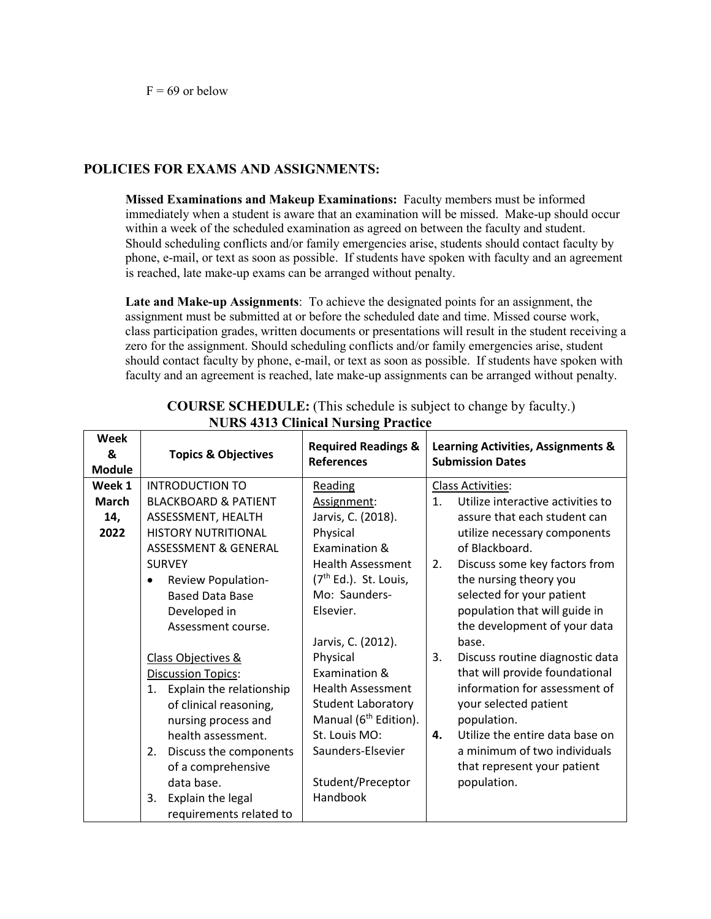F = 69 or below

## POLICIES FOR EXAMS AND ASSIGNMENTS:

**Missed Examinations and Makeup Examinations:** Faculty members must be informed immediately when a student is aware that an examination will be missed. Make-up should occur within a week of the scheduled examination as agreed on between the faculty and student. Should scheduling conflicts and/or family emergencies arise, students should contact faculty by phone, e-mail, or text as soon as possible. If students have spoken with faculty and an agreement is reached, late make-up exams can be arranged without penalty.

**Late and Make-up Assignments**: To achieve the designated points for an assignment, the assignment must be submitted at or before the scheduled date and time. Missed course work, class participation grades, written documents or presentations will result in the student receiving a zero for the assignment. Should scheduling conflicts and/or family emergencies arise, student should contact faculty by phone, e-mail, or text as soon as possible. If students have spoken with faculty and an agreement is reached, late make-up assignments can be arranged without penalty.

**COURSE SCHEDULE:** (This schedule is subject to change by faculty.)
**NURS 4313 Clinical Nursing Practice**

| Week & Module | Topics & Objectives | Required Readings & References | Learning Activities, Assignments & Submission Dates |
|---|---|---|---|
| **Week 1 March 14, 2022** | INTRODUCTION TO BLACKBOARD & PATIENT ASSESSMENT, HEALTH HISTORY NUTRITIONAL ASSESSMENT & GENERAL SURVEY<br>• Review Population-Based Data Base Developed in Assessment course.<br><br>Class Objectives & Discussion Topics:<br>1. Explain the relationship of clinical reasoning, nursing process and health assessment.<br>2. Discuss the components of a comprehensive data base.<br>3. Explain the legal requirements related to | Reading Assignment:<br>Jarvis, C. (2018). Physical Examination & Health Assessment (7th Ed.). St. Louis, Mo: Saunders-Elsevier.<br><br>Jarvis, C. (2012). Physical Examination & Health Assessment Student Laboratory Manual (6th Edition). St. Louis MO: Saunders-Elsevier<br><br>Student/Preceptor Handbook | Class Activities:<br>1. Utilize interactive activities to assure that each student can utilize necessary components of Blackboard.<br>2. Discuss some key factors from the nursing theory you selected for your patient population that will guide in the development of your data base.<br>3. Discuss routine diagnostic data that will provide foundational information for assessment of your selected patient population.<br>**4.** Utilize the entire data base on a minimum of two individuals that represent your patient population. |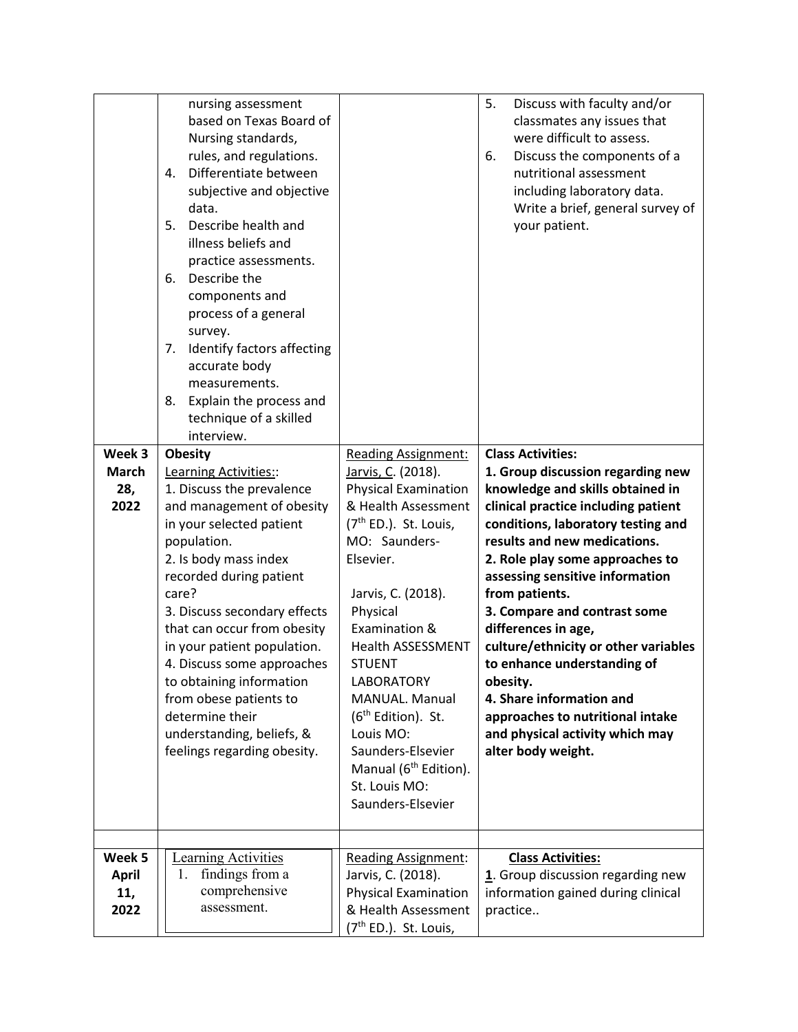| | | | |
|---|---|---|---|
| | nursing assessment based on Texas Board of Nursing standards, rules, and regulations.<br>4. Differentiate between subjective and objective data.<br>5. Describe health and illness beliefs and practice assessments.<br>6. Describe the components and process of a general survey.<br>7. Identify factors affecting accurate body measurements.<br>8. Explain the process and technique of a skilled interview. | | 5. Discuss with faculty and/or classmates any issues that were difficult to assess.<br>6. Discuss the components of a nutritional assessment including laboratory data. Write a brief, general survey of your patient. |
| **Week 3 March 28, 2022** | **Obesity**<br>Learning Activities::<br>1. Discuss the prevalence and management of obesity in your selected patient population.<br>2. Is body mass index recorded during patient care?<br>3. Discuss secondary effects that can occur from obesity in your patient population.<br>4. Discuss some approaches to obtaining information from obese patients to determine their understanding, beliefs, & feelings regarding obesity. | Reading Assignment:<br>Jarvis, C. (2018). Physical Examination & Health Assessment (7th ED.). St. Louis, MO: Saunders-Elsevier.<br><br>Jarvis, C. (2018). Physical Examination & Health ASSESSMENT STUENT LABORATORY MANUAL. Manual (6th Edition). St. Louis MO: Saunders-Elsevier Manual (6th Edition). St. Louis MO: Saunders-Elsevier | **Class Activities:**<br>**1. Group discussion regarding new knowledge and skills obtained in clinical practice including patient conditions, laboratory testing and results and new medications.**<br>**2. Role play some approaches to assessing sensitive information from patients.**<br>**3. Compare and contrast some differences in age, culture/ethnicity or other variables to enhance understanding of obesity.**<br>**4. Share information and approaches to nutritional intake and physical activity which may alter body weight.** |
| | | | |
| **Week 5 April 11, 2022** | Learning Activities<br>1. findings from a comprehensive assessment. | Reading Assignment:<br>Jarvis, C. (2018). Physical Examination & Health Assessment (7th ED.). St. Louis, | **Class Activities:**<br>1. Group discussion regarding new information gained during clinical practice.. |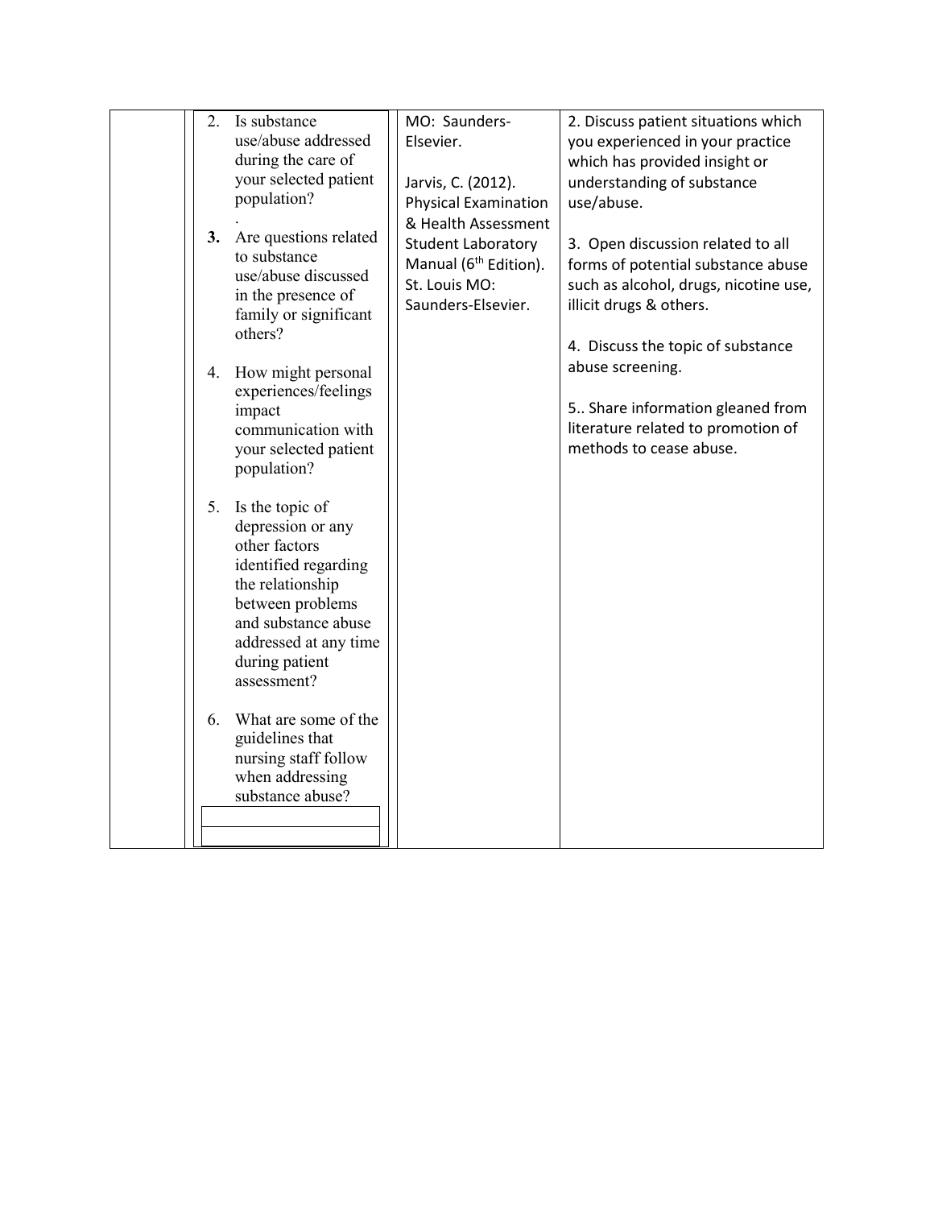| | | | |
|---|---|---|---|
| | 2. Is substance use/abuse addressed during the care of your selected patient population?<br><br>.<br>**3.** Are questions related to substance use/abuse discussed in the presence of family or significant others?<br><br>4. How might personal experiences/feelings impact communication with your selected patient population?<br><br>5. Is the topic of depression or any other factors identified regarding the relationship between problems and substance abuse addressed at any time during patient assessment?<br><br>6. What are some of the guidelines that nursing staff follow when addressing substance abuse? | MO: Saunders-Elsevier.<br><br>Jarvis, C. (2012). Physical Examination & Health Assessment Student Laboratory Manual (6th Edition). St. Louis MO: Saunders-Elsevier. | 2. Discuss patient situations which you experienced in your practice which has provided insight or understanding of substance use/abuse.<br><br>3. Open discussion related to all forms of potential substance abuse such as alcohol, drugs, nicotine use, illicit drugs & others.<br><br>4. Discuss the topic of substance abuse screening.<br><br>5.. Share information gleaned from literature related to promotion of methods to cease abuse. |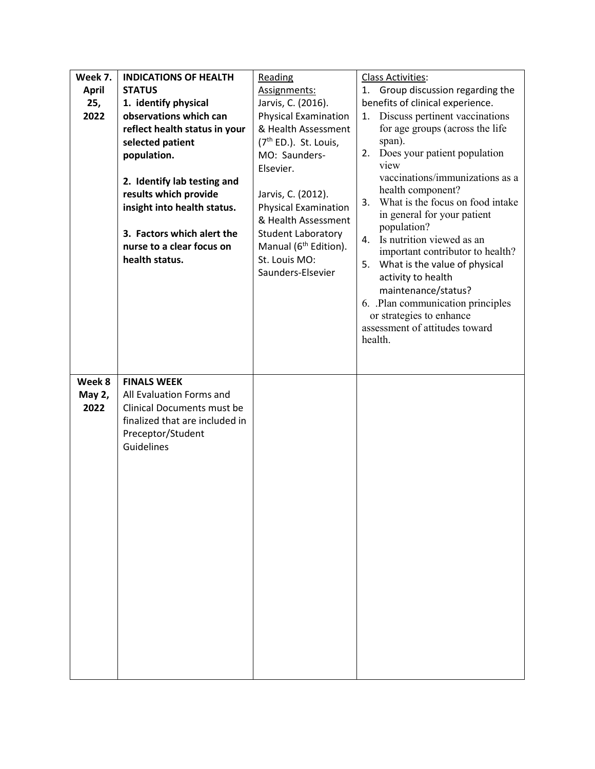| | | | |
|---|---|---|---|
| **Week 7. April 25, 2022** | **INDICATIONS OF HEALTH STATUS**<br>**1. identify physical observations which can reflect health status in your selected patient population.**<br><br>**2. Identify lab testing and results which provide insight into health status.**<br><br>**3. Factors which alert the nurse to a clear focus on health status.** | Reading Assignments:<br>Jarvis, C. (2016). Physical Examination & Health Assessment (7th ED.). St. Louis, MO: Saunders-Elsevier.<br><br>Jarvis, C. (2012). Physical Examination & Health Assessment Student Laboratory Manual (6th Edition). St. Louis MO: Saunders-Elsevier | Class Activities:<br>1. Group discussion regarding the benefits of clinical experience.<br>1. Discuss pertinent vaccinations for age groups (across the life span).<br>2. Does your patient population view vaccinations/immunizations as a health component?<br>3. What is the focus on food intake in general for your patient population?<br>4. Is nutrition viewed as an important contributor to health?<br>5. What is the value of physical activity to health maintenance/status?<br>6. .Plan communication principles or strategies to enhance assessment of attitudes toward health. |
| **Week 8 May 2, 2022** | **FINALS WEEK**<br>All Evaluation Forms and Clinical Documents must be finalized that are included in Preceptor/Student Guidelines | | |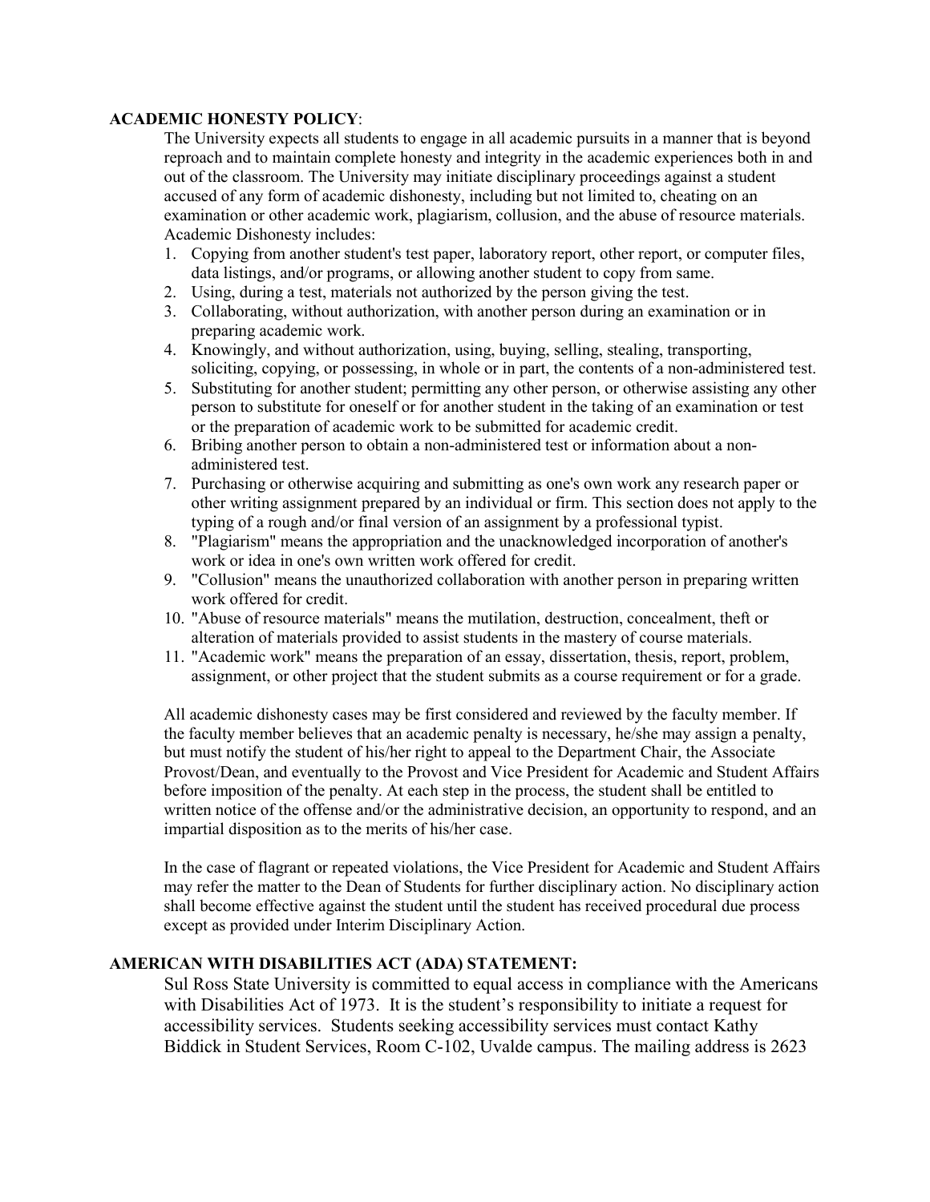**ACADEMIC HONESTY POLICY**:

The University expects all students to engage in all academic pursuits in a manner that is beyond reproach and to maintain complete honesty and integrity in the academic experiences both in and out of the classroom. The University may initiate disciplinary proceedings against a student accused of any form of academic dishonesty, including but not limited to, cheating on an examination or other academic work, plagiarism, collusion, and the abuse of resource materials. Academic Dishonesty includes:

1. Copying from another student's test paper, laboratory report, other report, or computer files, data listings, and/or programs, or allowing another student to copy from same.
2. Using, during a test, materials not authorized by the person giving the test.
3. Collaborating, without authorization, with another person during an examination or in preparing academic work.
4. Knowingly, and without authorization, using, buying, selling, stealing, transporting, soliciting, copying, or possessing, in whole or in part, the contents of a non-administered test.
5. Substituting for another student; permitting any other person, or otherwise assisting any other person to substitute for oneself or for another student in the taking of an examination or test or the preparation of academic work to be submitted for academic credit.
6. Bribing another person to obtain a non-administered test or information about a non-administered test.
7. Purchasing or otherwise acquiring and submitting as one's own work any research paper or other writing assignment prepared by an individual or firm. This section does not apply to the typing of a rough and/or final version of an assignment by a professional typist.
8. "Plagiarism" means the appropriation and the unacknowledged incorporation of another's work or idea in one's own written work offered for credit.
9. "Collusion" means the unauthorized collaboration with another person in preparing written work offered for credit.
10. "Abuse of resource materials" means the mutilation, destruction, concealment, theft or alteration of materials provided to assist students in the mastery of course materials.
11. "Academic work" means the preparation of an essay, dissertation, thesis, report, problem, assignment, or other project that the student submits as a course requirement or for a grade.

All academic dishonesty cases may be first considered and reviewed by the faculty member. If the faculty member believes that an academic penalty is necessary, he/she may assign a penalty, but must notify the student of his/her right to appeal to the Department Chair, the Associate Provost/Dean, and eventually to the Provost and Vice President for Academic and Student Affairs before imposition of the penalty. At each step in the process, the student shall be entitled to written notice of the offense and/or the administrative decision, an opportunity to respond, and an impartial disposition as to the merits of his/her case.

In the case of flagrant or repeated violations, the Vice President for Academic and Student Affairs may refer the matter to the Dean of Students for further disciplinary action. No disciplinary action shall become effective against the student until the student has received procedural due process except as provided under Interim Disciplinary Action.

**AMERICAN WITH DISABILITIES ACT (ADA) STATEMENT:**

Sul Ross State University is committed to equal access in compliance with the Americans with Disabilities Act of 1973. It is the student's responsibility to initiate a request for accessibility services. Students seeking accessibility services must contact Kathy Biddick in Student Services, Room C-102, Uvalde campus. The mailing address is 2623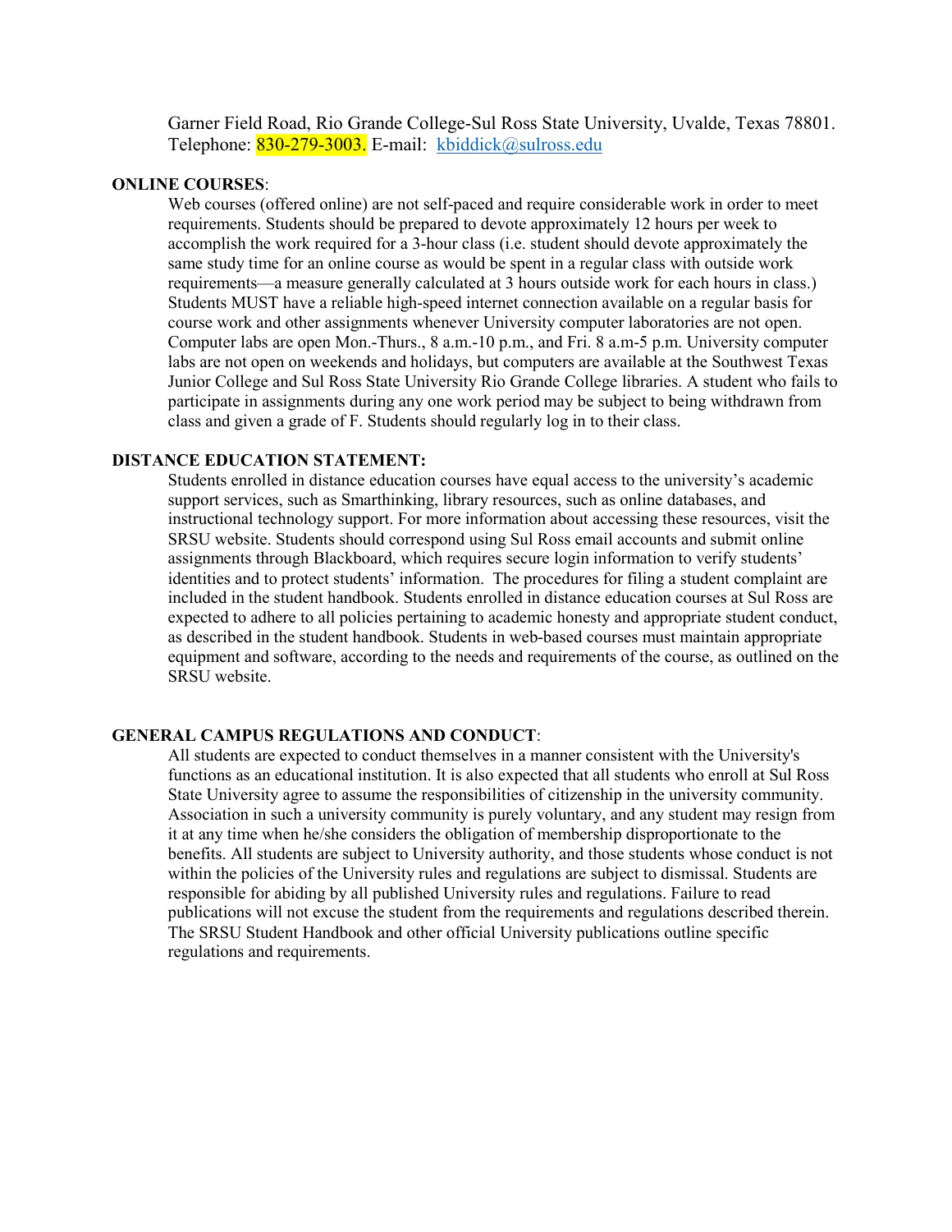Garner Field Road, Rio Grande College-Sul Ross State University, Uvalde, Texas 78801. Telephone: 830-279-3003. E-mail: kbiddick@sulross.edu

**ONLINE COURSES**:

Web courses (offered online) are not self-paced and require considerable work in order to meet requirements. Students should be prepared to devote approximately 12 hours per week to accomplish the work required for a 3-hour class (i.e. student should devote approximately the same study time for an online course as would be spent in a regular class with outside work requirements—a measure generally calculated at 3 hours outside work for each hours in class.) Students MUST have a reliable high-speed internet connection available on a regular basis for course work and other assignments whenever University computer laboratories are not open. Computer labs are open Mon.-Thurs., 8 a.m.-10 p.m., and Fri. 8 a.m-5 p.m. University computer labs are not open on weekends and holidays, but computers are available at the Southwest Texas Junior College and Sul Ross State University Rio Grande College libraries. A student who fails to participate in assignments during any one work period may be subject to being withdrawn from class and given a grade of F. Students should regularly log in to their class.

**DISTANCE EDUCATION STATEMENT:**

Students enrolled in distance education courses have equal access to the university's academic support services, such as Smarthinking, library resources, such as online databases, and instructional technology support. For more information about accessing these resources, visit the SRSU website. Students should correspond using Sul Ross email accounts and submit online assignments through Blackboard, which requires secure login information to verify students' identities and to protect students' information. The procedures for filing a student complaint are included in the student handbook. Students enrolled in distance education courses at Sul Ross are expected to adhere to all policies pertaining to academic honesty and appropriate student conduct, as described in the student handbook. Students in web-based courses must maintain appropriate equipment and software, according to the needs and requirements of the course, as outlined on the SRSU website.

**GENERAL CAMPUS REGULATIONS AND CONDUCT**:

All students are expected to conduct themselves in a manner consistent with the University's functions as an educational institution. It is also expected that all students who enroll at Sul Ross State University agree to assume the responsibilities of citizenship in the university community. Association in such a university community is purely voluntary, and any student may resign from it at any time when he/she considers the obligation of membership disproportionate to the benefits. All students are subject to University authority, and those students whose conduct is not within the policies of the University rules and regulations are subject to dismissal. Students are responsible for abiding by all published University rules and regulations. Failure to read publications will not excuse the student from the requirements and regulations described therein. The SRSU Student Handbook and other official University publications outline specific regulations and requirements.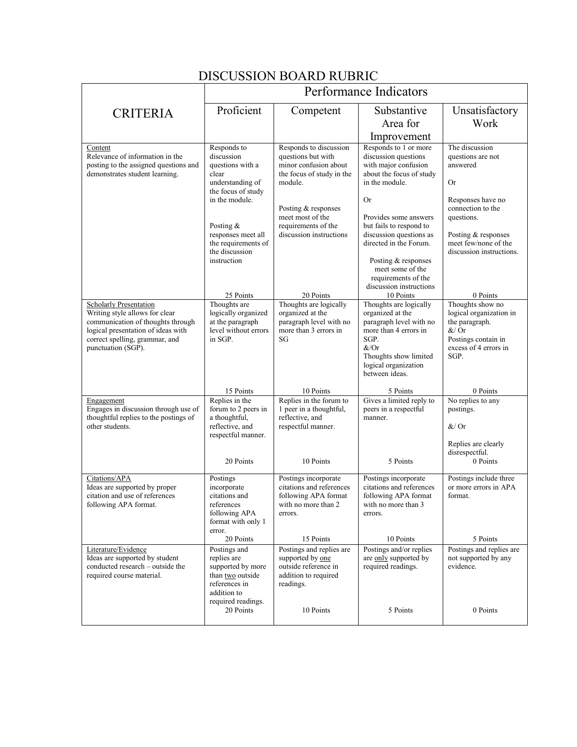# DISCUSSION BOARD RUBRIC

| CRITERIA | Performance Indicators | | | |
|---|---|---|---|---|
| | Proficient | Competent | Substantive Area for Improvement | Unsatisfactory Work |
| Content<br>Relevance of information in the posting to the assigned questions and demonstrates student learning. | Responds to discussion questions with a clear understanding of the focus of study in the module.<br><br>Posting & responses meet all the requirements of the discussion instruction<br><br>25 Points | Responds to discussion questions but with minor confusion about the focus of study in the module.<br><br>Posting & responses meet most of the requirements of the discussion instructions<br><br>20 Points | Responds to 1 or more discussion questions with major confusion about the focus of study in the module.<br><br>Or<br><br>Provides some answers but fails to respond to discussion questions as directed in the Forum.<br><br>Posting & responses meet some of the requirements of the discussion instructions<br>10 Points | The discussion questions are not answered<br><br>Or<br><br>Responses have no connection to the questions.<br><br>Posting & responses meet few/none of the discussion instructions.<br><br>0 Points |
| Scholarly Presentation<br>Writing style allows for clear communication of thoughts through logical presentation of ideas with correct spelling, grammar, and punctuation (SGP). | Thoughts are logically organized at the paragraph level without errors in SGP.<br><br>15 Points | Thoughts are logically organized at the paragraph level with no more than 3 errors in SG<br><br>10 Points | Thoughts are logically organized at the paragraph level with no more than 4 errors in SGP.<br>&/Or<br>Thoughts show limited logical organization between ideas.<br><br>5 Points | Thoughts show no logical organization in the paragraph.<br>&/ Or<br>Postings contain in excess of 4 errors in SGP.<br><br>0 Points |
| Engagement<br>Engages in discussion through use of thoughtful replies to the postings of other students. | Replies in the forum to 2 peers in a thoughtful, reflective, and respectful manner.<br><br>20 Points | Replies in the forum to 1 peer in a thoughtful, reflective, and respectful manner.<br><br>10 Points | Gives a limited reply to peers in a respectful manner.<br><br>5 Points | No replies to any postings.<br><br>&/ Or<br><br>Replies are clearly disrespectful.<br>0 Points |
| Citations/APA<br>Ideas are supported by proper citation and use of references following APA format. | Postings incorporate citations and references following APA format with only 1 error.<br>20 Points | Postings incorporate citations and references following APA format with no more than 2 errors.<br><br>15 Points | Postings incorporate citations and references following APA format with no more than 3 errors.<br><br>10 Points | Postings include three or more errors in APA format.<br><br>5 Points |
| Literature/Evidence<br>Ideas are supported by student conducted research – outside the required course material. | Postings and replies are supported by more than two outside references in addition to required readings.<br>20 Points | Postings and replies are supported by one outside reference in addition to required readings.<br><br>10 Points | Postings and/or replies are only supported by required readings.<br><br>5 Points | Postings and replies are not supported by any evidence.<br><br>0 Points |